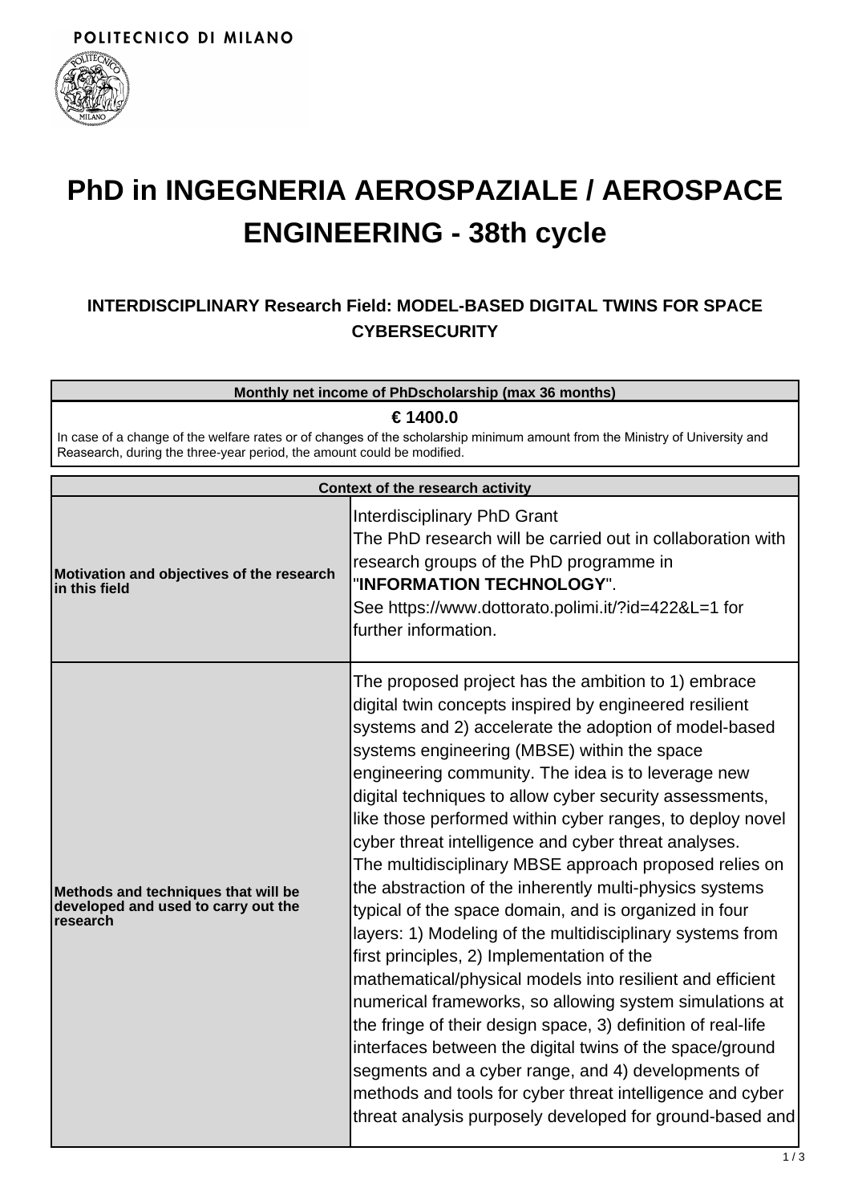POLITECNICO DI MILANO

# PhD in INGEGNERIA AEROSPAZIALE / AEROSPACE ENGINEERING - 38th cycle

### INTERDISCIPLINARY Research Field: MODEL-BASED DIGITAL TWINS FOR SPACE CYBERSECURITY

| Monthly net income of PhDscholarship (max 36 months) |
| --- |
| **€ 1400.0**<br>In case of a change of the welfare rates or of changes of the scholarship minimum amount from the Ministry of University and Reasearch, during the three-year period, the amount could be modified. |

| Context of the research activity | |
| --- | --- |
| **Motivation and objectives of the research in this field** | Interdisciplinary PhD Grant<br>The PhD research will be carried out in collaboration with research groups of the PhD programme in "**INFORMATION TECHNOLOGY**".<br>See https://www.dottorato.polimi.it/?id=422&L=1 for further information. |
| **Methods and techniques that will be developed and used to carry out the research** | The proposed project has the ambition to 1) embrace digital twin concepts inspired by engineered resilient systems and 2) accelerate the adoption of model-based systems engineering (MBSE) within the space engineering community. The idea is to leverage new digital techniques to allow cyber security assessments, like those performed within cyber ranges, to deploy novel cyber threat intelligence and cyber threat analyses.<br>The multidisciplinary MBSE approach proposed relies on the abstraction of the inherently multi-physics systems typical of the space domain, and is organized in four layers: 1) Modeling of the multidisciplinary systems from first principles, 2) Implementation of the mathematical/physical models into resilient and efficient numerical frameworks, so allowing system simulations at the fringe of their design space, 3) definition of real-life interfaces between the digital twins of the space/ground segments and a cyber range, and 4) developments of methods and tools for cyber threat intelligence and cyber threat analysis purposely developed for ground-based and |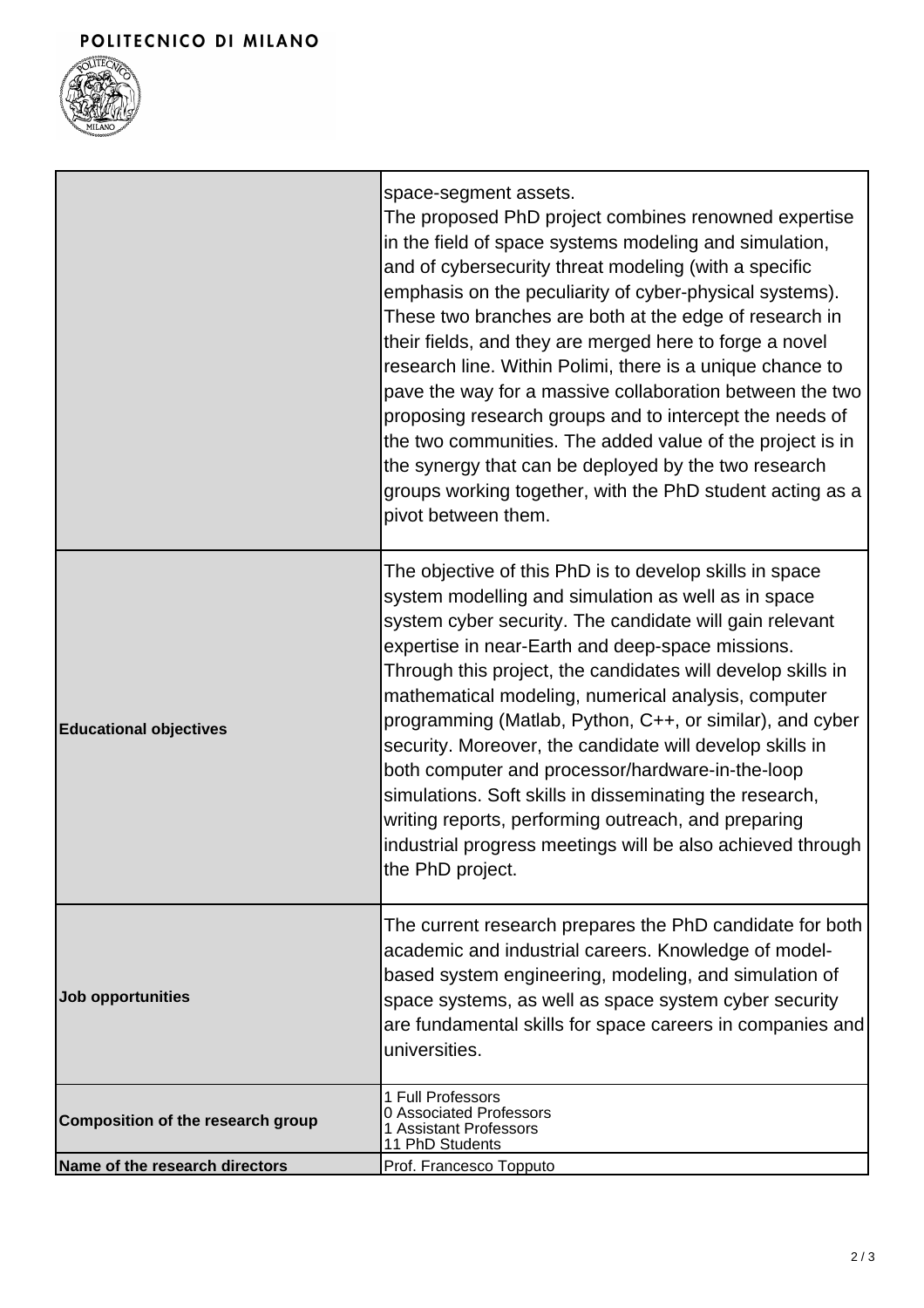| | |
|---|---|
| | space-segment assets.<br>The proposed PhD project combines renowned expertise in the field of space systems modeling and simulation, and of cybersecurity threat modeling (with a specific emphasis on the peculiarity of cyber-physical systems). These two branches are both at the edge of research in their fields, and they are merged here to forge a novel research line. Within Polimi, there is a unique chance to pave the way for a massive collaboration between the two proposing research groups and to intercept the needs of the two communities. The added value of the project is in the synergy that can be deployed by the two research groups working together, with the PhD student acting as a pivot between them. |
| **Educational objectives** | The objective of this PhD is to develop skills in space system modelling and simulation as well as in space system cyber security. The candidate will gain relevant expertise in near-Earth and deep-space missions. Through this project, the candidates will develop skills in mathematical modeling, numerical analysis, computer programming (Matlab, Python, C++, or similar), and cyber security. Moreover, the candidate will develop skills in both computer and processor/hardware-in-the-loop simulations. Soft skills in disseminating the research, writing reports, performing outreach, and preparing industrial progress meetings will be also achieved through the PhD project. |
| **Job opportunities** | The current research prepares the PhD candidate for both academic and industrial careers. Knowledge of model-based system engineering, modeling, and simulation of space systems, as well as space system cyber security are fundamental skills for space careers in companies and universities. |
| **Composition of the research group** | 1 Full Professors<br>0 Associated Professors<br>1 Assistant Professors<br>11 PhD Students |
| **Name of the research directors** | Prof. Francesco Topputo |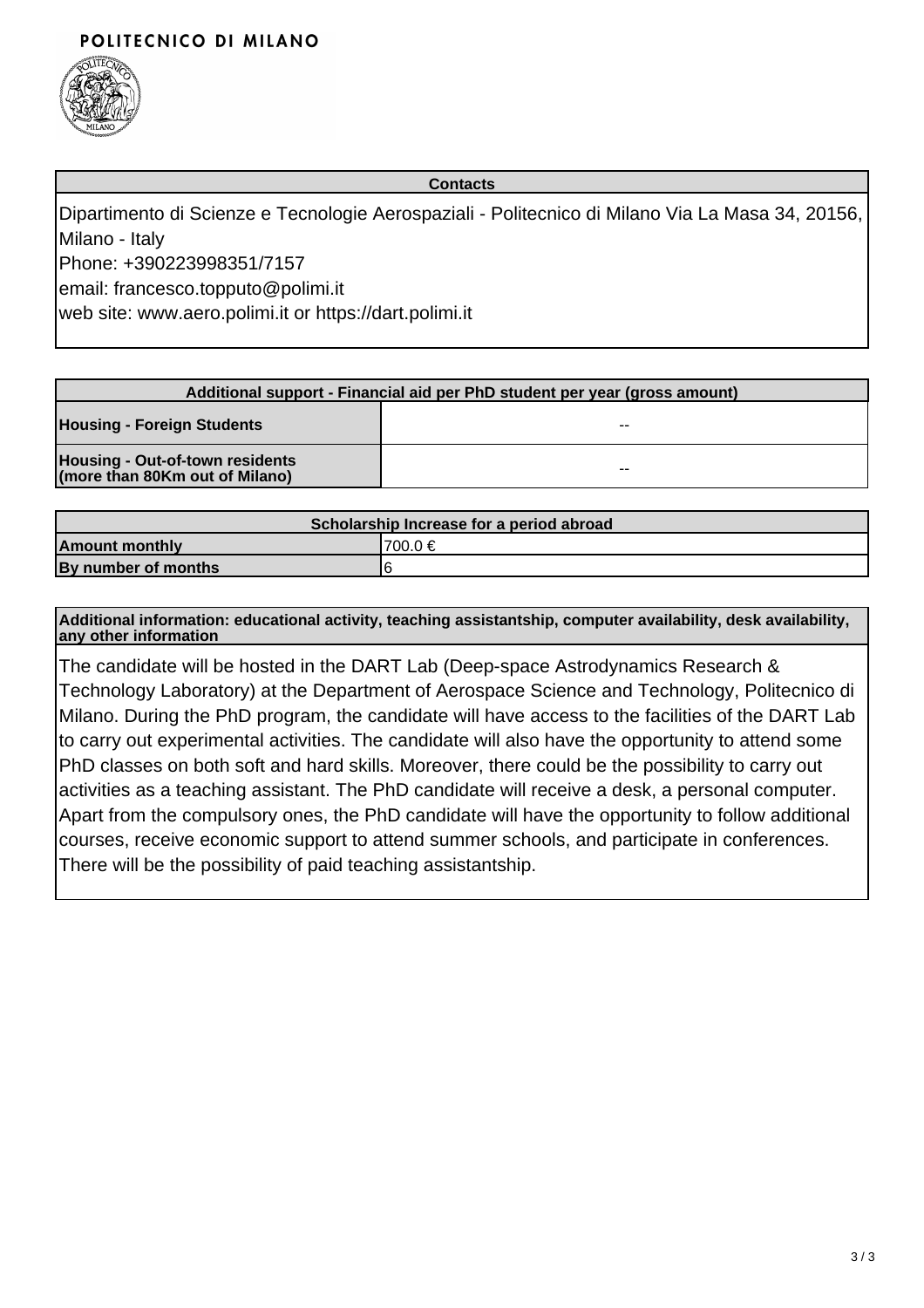POLITECNICO DI MILANO

| Contacts |
| --- |
| Dipartimento di Scienze e Tecnologie Aerospaziali - Politecnico di Milano Via La Masa 34, 20156, Milano - Italy<br>Phone: +390223998351/7157<br>email: francesco.topputo@polimi.it<br>web site: www.aero.polimi.it or https://dart.polimi.it |

| Additional support - Financial aid per PhD student per year (gross amount) | |
| --- | --- |
| **Housing - Foreign Students** | -- |
| **Housing - Out-of-town residents (more than 80Km out of Milano)** | -- |

| Scholarship Increase for a period abroad | |
| --- | --- |
| **Amount monthly** | 700.0 € |
| **By number of months** | 6 |

| Additional information: educational activity, teaching assistantship, computer availability, desk availability, any other information |
| --- |
| The candidate will be hosted in the DART Lab (Deep-space Astrodynamics Research & Technology Laboratory) at the Department of Aerospace Science and Technology, Politecnico di Milano. During the PhD program, the candidate will have access to the facilities of the DART Lab to carry out experimental activities. The candidate will also have the opportunity to attend some PhD classes on both soft and hard skills. Moreover, there could be the possibility to carry out activities as a teaching assistant. The PhD candidate will receive a desk, a personal computer. Apart from the compulsory ones, the PhD candidate will have the opportunity to follow additional courses, receive economic support to attend summer schools, and participate in conferences. There will be the possibility of paid teaching assistantship. |